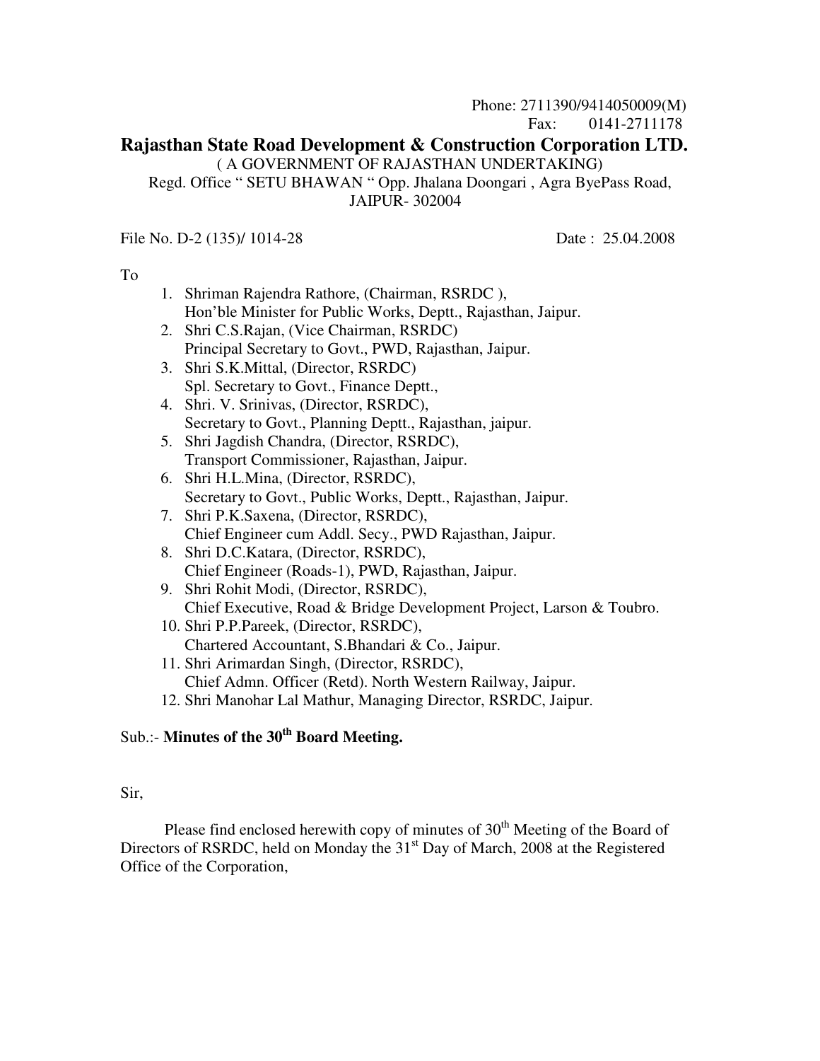Phone: 2711390/9414050009(M)
Fax: 0141-2711178

# Rajasthan State Road Development & Construction Corporation LTD.

( A GOVERNMENT OF RAJASTHAN UNDERTAKING)
Regd. Office " SETU BHAWAN " Opp. Jhalana Doongari , Agra ByePass Road, JAIPUR- 302004

File No. D-2 (135)/ 1014-28 Date : 25.04.2008

To

1. Shriman Rajendra Rathore, (Chairman, RSRDC ),
   Hon'ble Minister for Public Works, Deptt., Rajasthan, Jaipur.
2. Shri C.S.Rajan, (Vice Chairman, RSRDC)
   Principal Secretary to Govt., PWD, Rajasthan, Jaipur.
3. Shri S.K.Mittal, (Director, RSRDC)
   Spl. Secretary to Govt., Finance Deptt.,
4. Shri. V. Srinivas, (Director, RSRDC),
   Secretary to Govt., Planning Deptt., Rajasthan, jaipur.
5. Shri Jagdish Chandra, (Director, RSRDC),
   Transport Commissioner, Rajasthan, Jaipur.
6. Shri H.L.Mina, (Director, RSRDC),
   Secretary to Govt., Public Works, Deptt., Rajasthan, Jaipur.
7. Shri P.K.Saxena, (Director, RSRDC),
   Chief Engineer cum Addl. Secy., PWD Rajasthan, Jaipur.
8. Shri D.C.Katara, (Director, RSRDC),
   Chief Engineer (Roads-1), PWD, Rajasthan, Jaipur.
9. Shri Rohit Modi, (Director, RSRDC),
   Chief Executive, Road & Bridge Development Project, Larson & Toubro.
10. Shri P.P.Pareek, (Director, RSRDC),
    Chartered Accountant, S.Bhandari & Co., Jaipur.
11. Shri Arimardan Singh, (Director, RSRDC),
    Chief Admn. Officer (Retd). North Western Railway, Jaipur.
12. Shri Manohar Lal Mathur, Managing Director, RSRDC, Jaipur.

Sub.:- **Minutes of the 30th Board Meeting.**

Sir,

Please find enclosed herewith copy of minutes of 30th Meeting of the Board of Directors of RSRDC, held on Monday the 31st Day of March, 2008 at the Registered Office of the Corporation,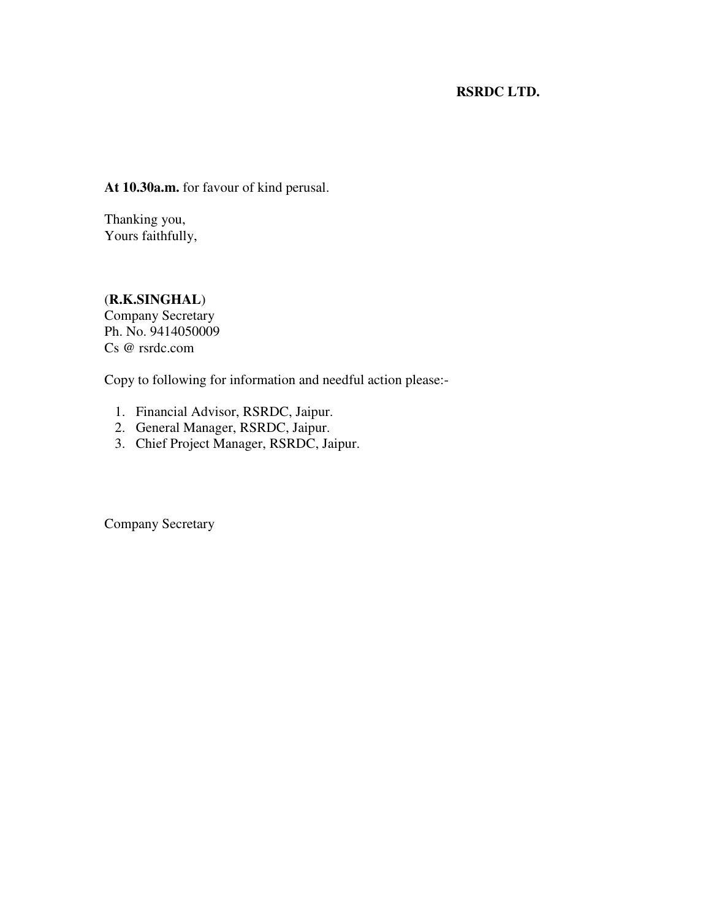**RSRDC LTD.**

**At 10.30a.m.** for favour of kind perusal.

Thanking you,
Yours faithfully,

(**R.K.SINGHAL**)
Company Secretary
Ph. No. 9414050009
Cs @ rsrdc.com

Copy to following for information and needful action please:-

1. Financial Advisor, RSRDC, Jaipur.
2. General Manager, RSRDC, Jaipur.
3. Chief Project Manager, RSRDC, Jaipur.

Company Secretary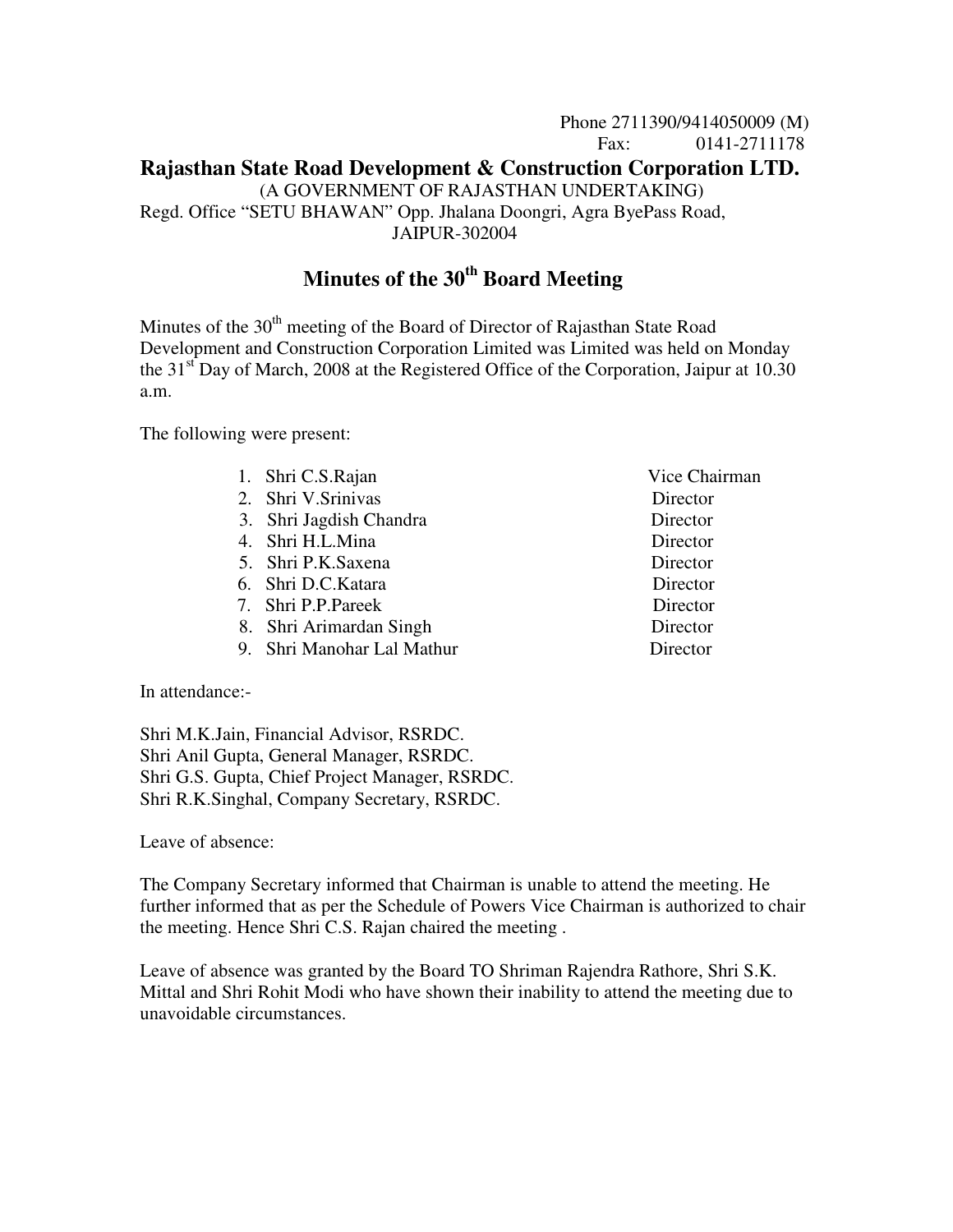Phone 2711390/9414050009 (M)
Fax: 0141-2711178

# Rajasthan State Road Development & Construction Corporation LTD.

(A GOVERNMENT OF RAJASTHAN UNDERTAKING)

Regd. Office "SETU BHAWAN" Opp. Jhalana Doongri, Agra ByePass Road, JAIPUR-302004

## Minutes of the 30th Board Meeting

Minutes of the 30th meeting of the Board of Director of Rajasthan State Road Development and Construction Corporation Limited was Limited was held on Monday the 31st Day of March, 2008 at the Registered Office of the Corporation, Jaipur at 10.30 a.m.

The following were present:

| | Name | Designation |
|---|---|---|
| 1. | Shri C.S.Rajan | Vice Chairman |
| 2. | Shri V.Srinivas | Director |
| 3. | Shri Jagdish Chandra | Director |
| 4. | Shri H.L.Mina | Director |
| 5. | Shri P.K.Saxena | Director |
| 6. | Shri D.C.Katara | Director |
| 7. | Shri P.P.Pareek | Director |
| 8. | Shri Arimardan Singh | Director |
| 9. | Shri Manohar Lal Mathur | Director |

In attendance:-

Shri M.K.Jain, Financial Advisor, RSRDC.
Shri Anil Gupta, General Manager, RSRDC.
Shri G.S. Gupta, Chief Project Manager, RSRDC.
Shri R.K.Singhal, Company Secretary, RSRDC.

Leave of absence:

The Company Secretary informed that Chairman is unable to attend the meeting. He further informed that as per the Schedule of Powers Vice Chairman is authorized to chair the meeting. Hence Shri C.S. Rajan chaired the meeting .

Leave of absence was granted by the Board TO Shriman Rajendra Rathore, Shri S.K. Mittal and Shri Rohit Modi who have shown their inability to attend the meeting due to unavoidable circumstances.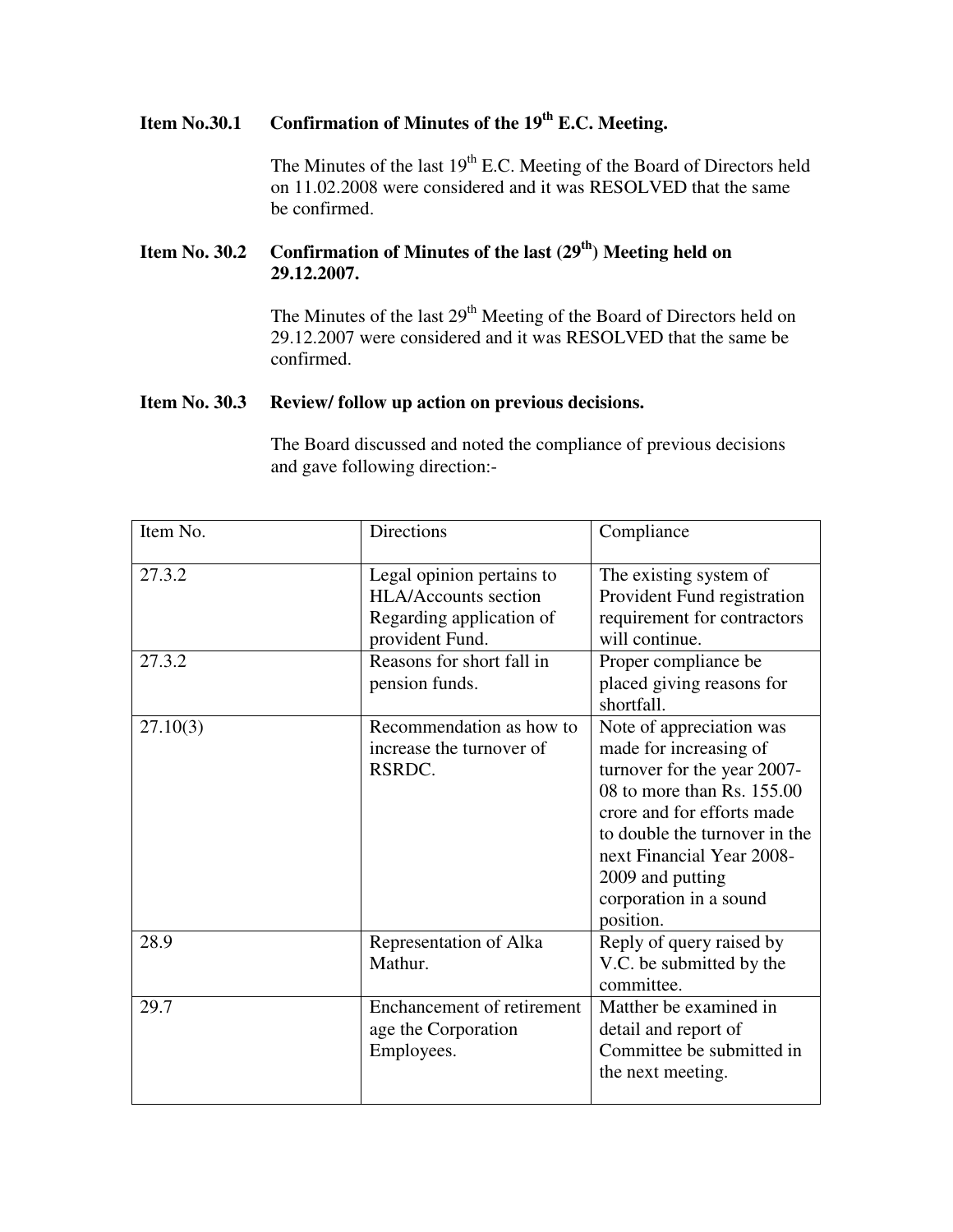**Item No.30.1 Confirmation of Minutes of the 19th E.C. Meeting.**

The Minutes of the last 19th E.C. Meeting of the Board of Directors held on 11.02.2008 were considered and it was RESOLVED that the same be confirmed.

**Item No. 30.2 Confirmation of Minutes of the last (29th) Meeting held on 29.12.2007.**

The Minutes of the last 29th Meeting of the Board of Directors held on 29.12.2007 were considered and it was RESOLVED that the same be confirmed.

**Item No. 30.3 Review/ follow up action on previous decisions.**

The Board discussed and noted the compliance of previous decisions and gave following direction:-

| Item No. | Directions | Compliance |
|---|---|---|
| 27.3.2 | Legal opinion pertains to HLA/Accounts section Regarding application of provident Fund. | The existing system of Provident Fund registration requirement for contractors will continue. |
| 27.3.2 | Reasons for short fall in pension funds. | Proper compliance be placed giving reasons for shortfall. |
| 27.10(3) | Recommendation as how to increase the turnover of RSRDC. | Note of appreciation was made for increasing of turnover for the year 2007-08 to more than Rs. 155.00 crore and for efforts made to double the turnover in the next Financial Year 2008-2009 and putting corporation in a sound position. |
| 28.9 | Representation of Alka Mathur. | Reply of query raised by V.C. be submitted by the committee. |
| 29.7 | Enchancement of retirement age the Corporation Employees. | Matther be examined in detail and report of Committee be submitted in the next meeting. |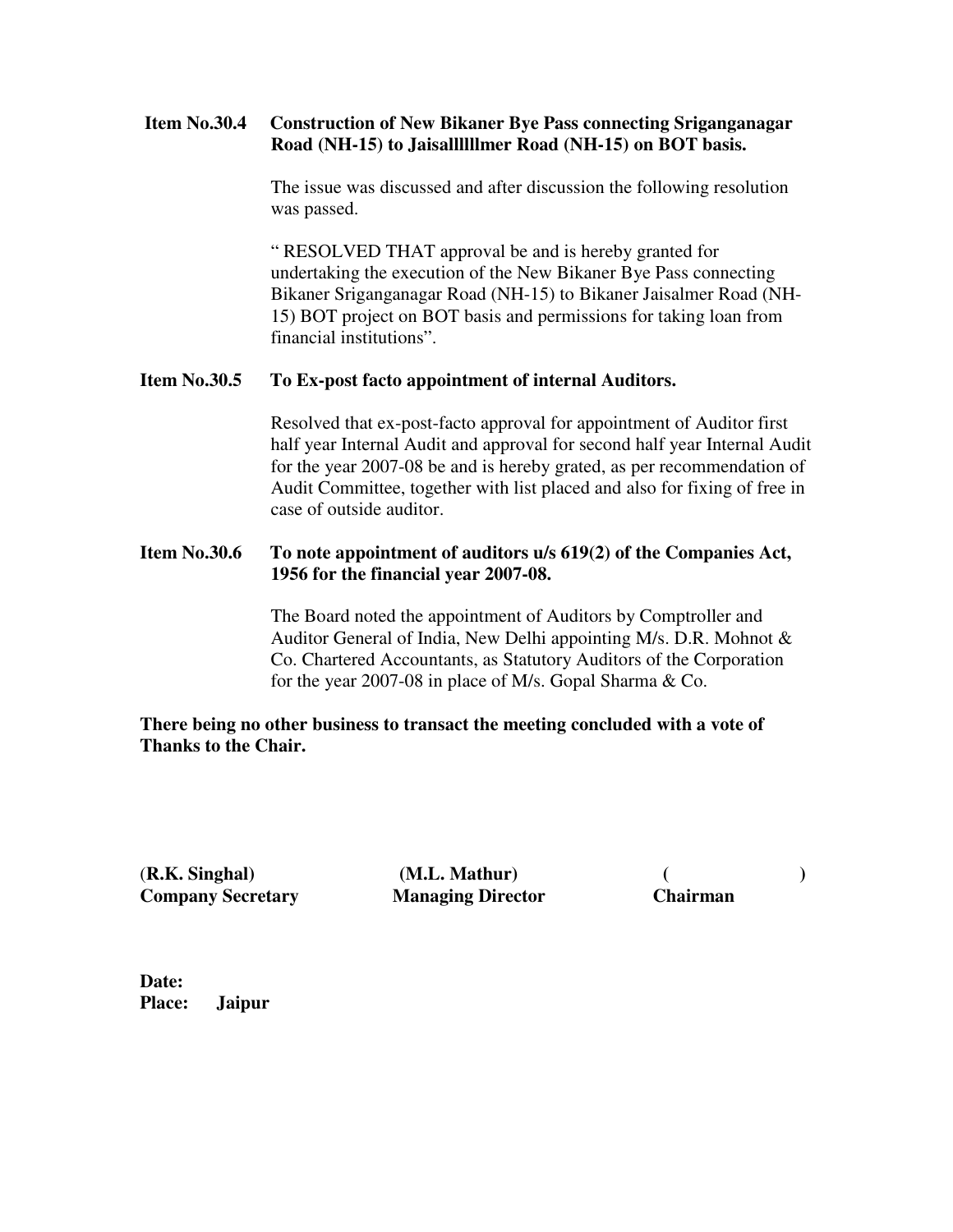**Item No.30.4 Construction of New Bikaner Bye Pass connecting Sriganganagar Road (NH-15) to Jaisalllllmer Road (NH-15) on BOT basis.**

The issue was discussed and after discussion the following resolution was passed.

" RESOLVED THAT approval be and is hereby granted for undertaking the execution of the New Bikaner Bye Pass connecting Bikaner Sriganganagar Road (NH-15) to Bikaner Jaisalmer Road (NH-15) BOT project on BOT basis and permissions for taking loan from financial institutions".

**Item No.30.5 To Ex-post facto appointment of internal Auditors.**

Resolved that ex-post-facto approval for appointment of Auditor first half year Internal Audit and approval for second half year Internal Audit for the year 2007-08 be and is hereby grated, as per recommendation of Audit Committee, together with list placed and also for fixing of free in case of outside auditor.

**Item No.30.6 To note appointment of auditors u/s 619(2) of the Companies Act, 1956 for the financial year 2007-08.**

The Board noted the appointment of Auditors by Comptroller and Auditor General of India, New Delhi appointing M/s. D.R. Mohnot & Co. Chartered Accountants, as Statutory Auditors of the Corporation for the year 2007-08 in place of M/s. Gopal Sharma & Co.

**There being no other business to transact the meeting concluded with a vote of Thanks to the Chair.**

| **(R.K. Singhal)** | **(M.L. Mathur)** | **( )** |
|---|---|---|
| **Company Secretary** | **Managing Director** | **Chairman** |

**Date:**
**Place: Jaipur**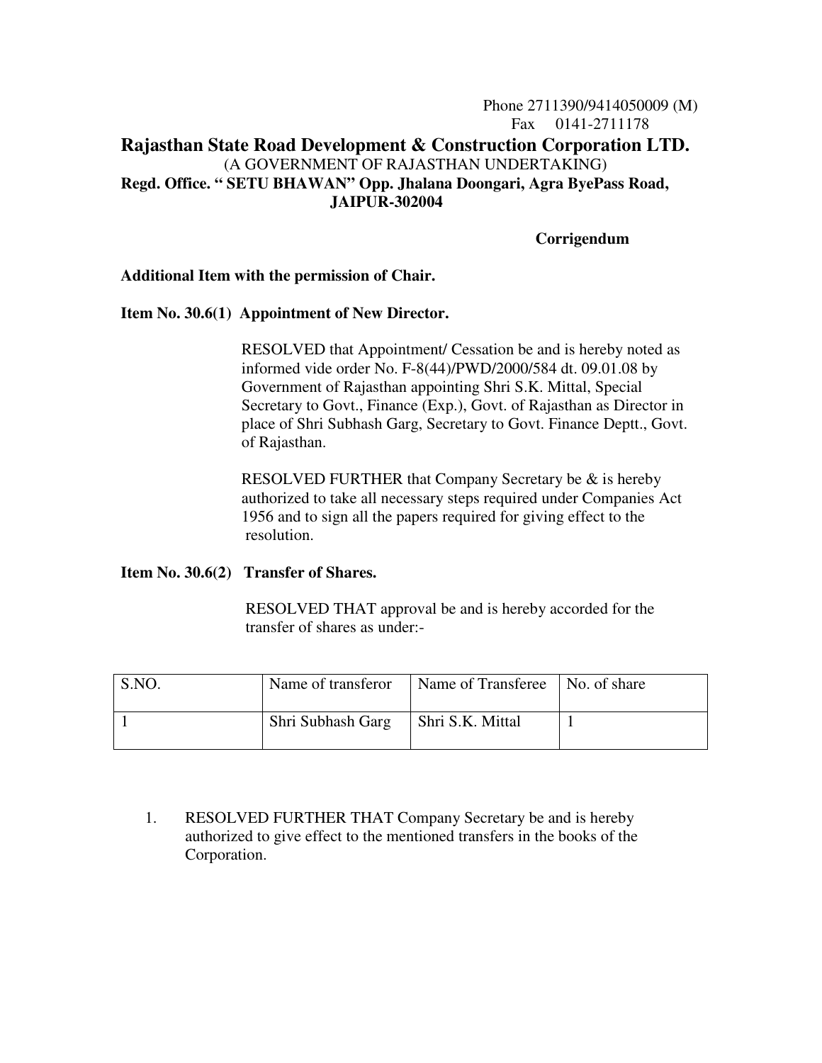Phone 2711390/9414050009 (M)
Fax 0141-2711178

# Rajasthan State Road Development & Construction Corporation LTD.

(A GOVERNMENT OF RAJASTHAN UNDERTAKING)

**Regd. Office. " SETU BHAWAN" Opp. Jhalana Doongari, Agra ByePass Road, JAIPUR-302004**

**Corrigendum**

**Additional Item with the permission of Chair.**

**Item No. 30.6(1) Appointment of New Director.**

RESOLVED that Appointment/ Cessation be and is hereby noted as informed vide order No. F-8(44)/PWD/2000/584 dt. 09.01.08 by Government of Rajasthan appointing Shri S.K. Mittal, Special Secretary to Govt., Finance (Exp.), Govt. of Rajasthan as Director in place of Shri Subhash Garg, Secretary to Govt. Finance Deptt., Govt. of Rajasthan.

RESOLVED FURTHER that Company Secretary be & is hereby authorized to take all necessary steps required under Companies Act 1956 and to sign all the papers required for giving effect to the resolution.

**Item No. 30.6(2) Transfer of Shares.**

RESOLVED THAT approval be and is hereby accorded for the transfer of shares as under:-

| S.NO. | Name of transferor | Name of Transferee | No. of share |
|---|---|---|---|
| 1 | Shri Subhash Garg | Shri S.K. Mittal | 1 |

1. RESOLVED FURTHER THAT Company Secretary be and is hereby authorized to give effect to the mentioned transfers in the books of the Corporation.